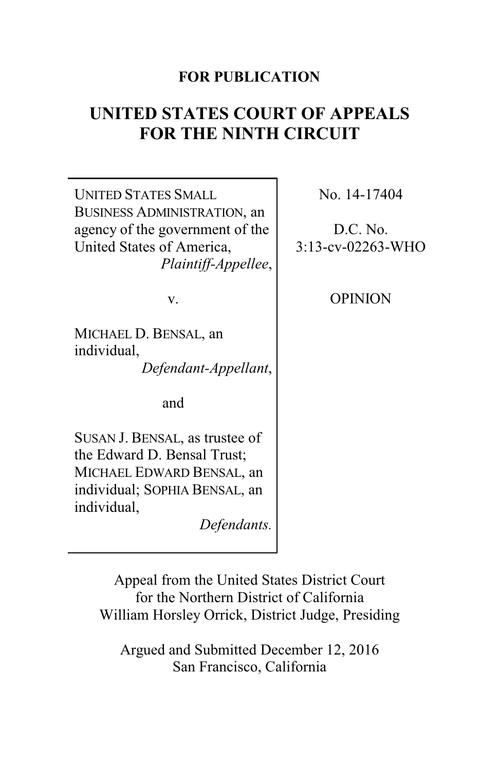**FOR PUBLICATION**

# UNITED STATES COURT OF APPEALS FOR THE NINTH CIRCUIT

| | |
|---|---|
| UNITED STATES SMALL BUSINESS ADMINISTRATION, an agency of the government of the United States of America, *Plaintiff-Appellee*,<br><br>v.<br><br>MICHAEL D. BENSAL, an individual, *Defendant-Appellant*,<br><br>and<br><br>SUSAN J. BENSAL, as trustee of the Edward D. Bensal Trust; MICHAEL EDWARD BENSAL, an individual; SOPHIA BENSAL, an individual, *Defendants.* | No. 14-17404<br><br>D.C. No. 3:13-cv-02263-WHO<br><br>OPINION |

Appeal from the United States District Court for the Northern District of California
William Horsley Orrick, District Judge, Presiding

Argued and Submitted December 12, 2016
San Francisco, California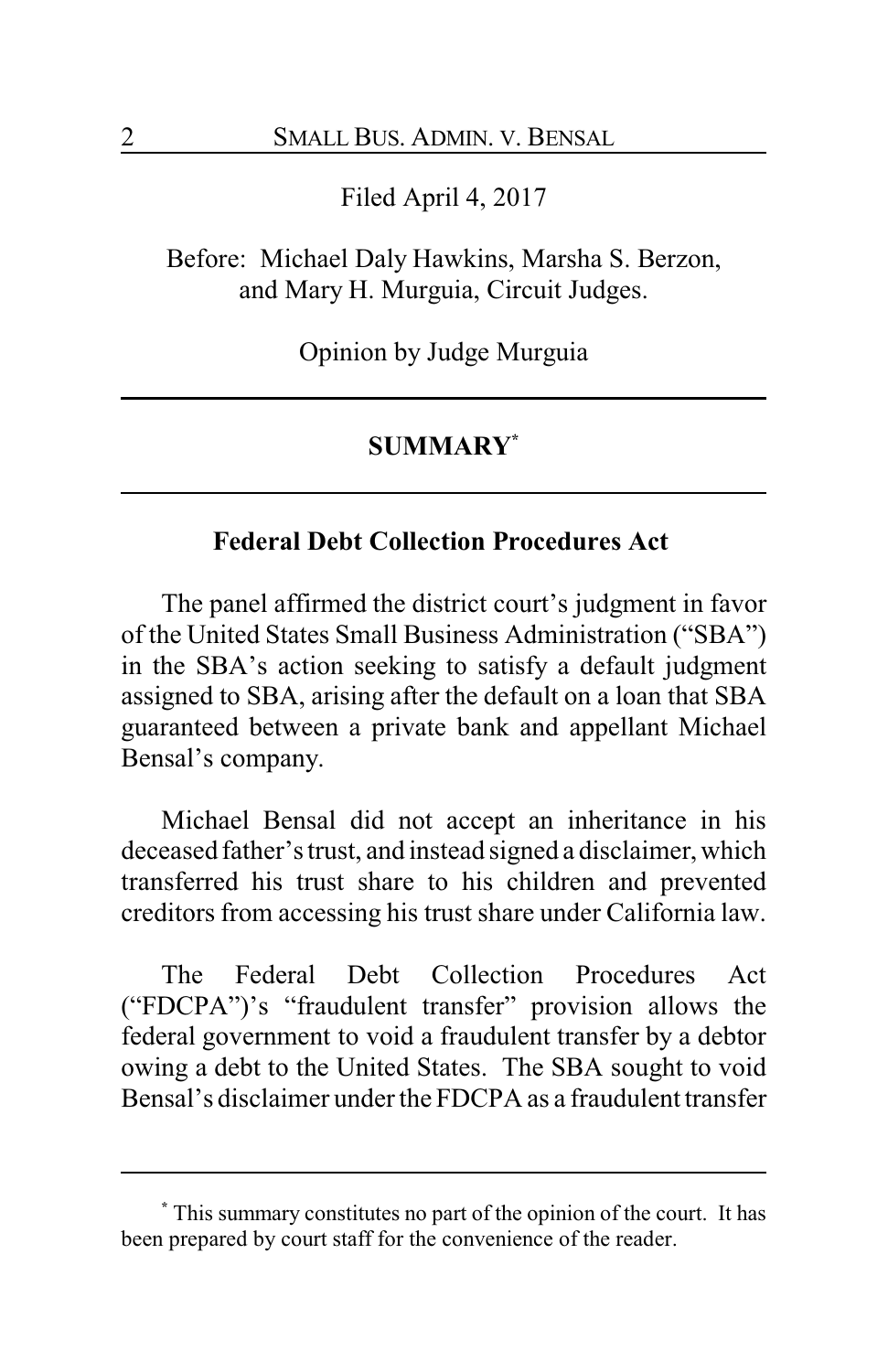Filed April 4, 2017

Before: Michael Daly Hawkins, Marsha S. Berzon, and Mary H. Murguia, Circuit Judges.

Opinion by Judge Murguia

## SUMMARY[*]

### Federal Debt Collection Procedures Act

The panel affirmed the district court's judgment in favor of the United States Small Business Administration ("SBA") in the SBA's action seeking to satisfy a default judgment assigned to SBA, arising after the default on a loan that SBA guaranteed between a private bank and appellant Michael Bensal's company.

Michael Bensal did not accept an inheritance in his deceased father's trust, and instead signed a disclaimer, which transferred his trust share to his children and prevented creditors from accessing his trust share under California law.

The Federal Debt Collection Procedures Act ("FDCPA")'s "fraudulent transfer" provision allows the federal government to void a fraudulent transfer by a debtor owing a debt to the United States. The SBA sought to void Bensal's disclaimer under the FDCPA as a fraudulent transfer

---

[*] This summary constitutes no part of the opinion of the court. It has been prepared by court staff for the convenience of the reader.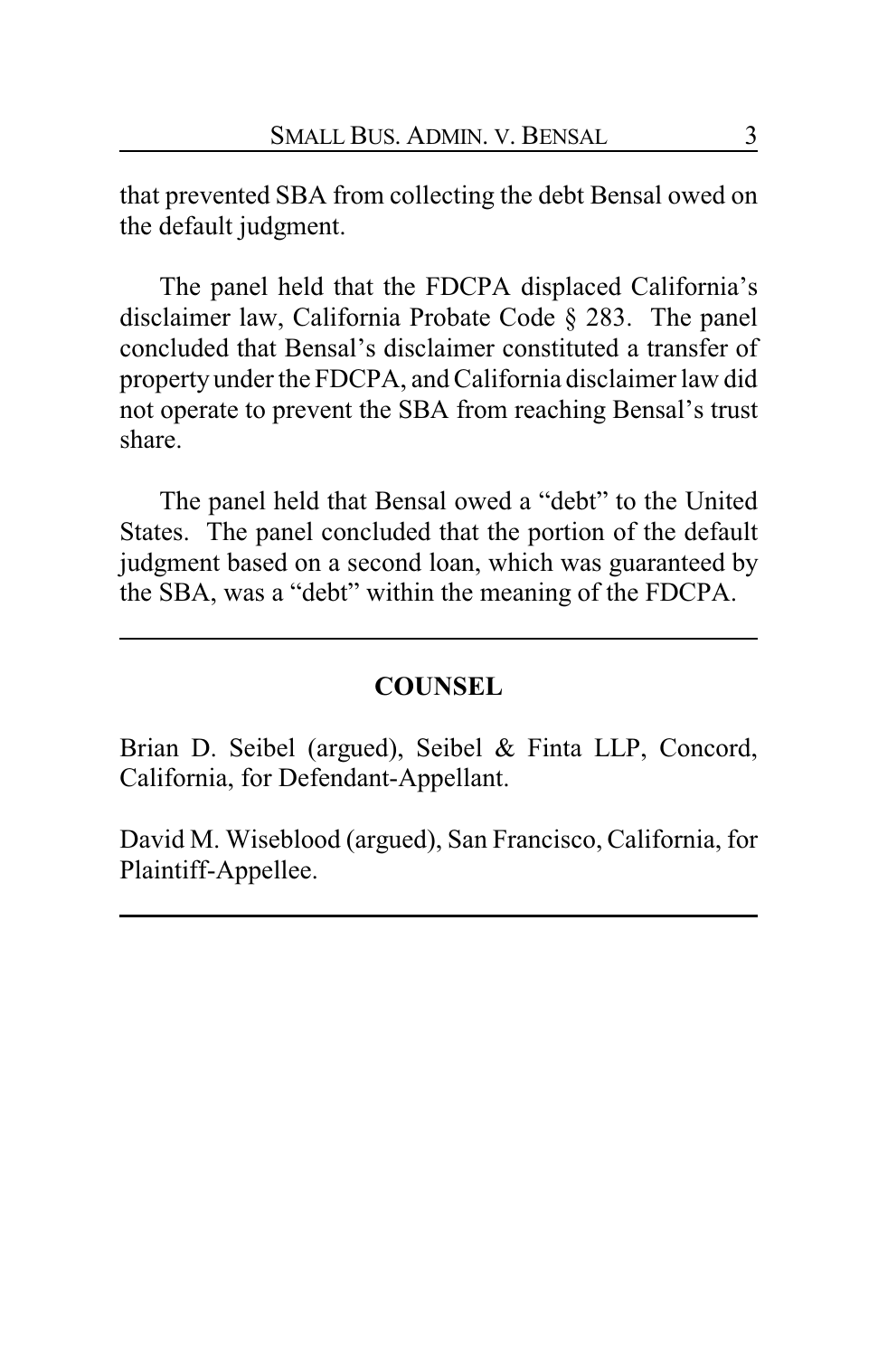that prevented SBA from collecting the debt Bensal owed on the default judgment.

The panel held that the FDCPA displaced California's disclaimer law, California Probate Code § 283. The panel concluded that Bensal's disclaimer constituted a transfer of property under the FDCPA, and California disclaimer law did not operate to prevent the SBA from reaching Bensal's trust share.

The panel held that Bensal owed a "debt" to the United States. The panel concluded that the portion of the default judgment based on a second loan, which was guaranteed by the SBA, was a "debt" within the meaning of the FDCPA.

---

## COUNSEL

Brian D. Seibel (argued), Seibel & Finta LLP, Concord, California, for Defendant-Appellant.

David M. Wiseblood (argued), San Francisco, California, for Plaintiff-Appellee.

---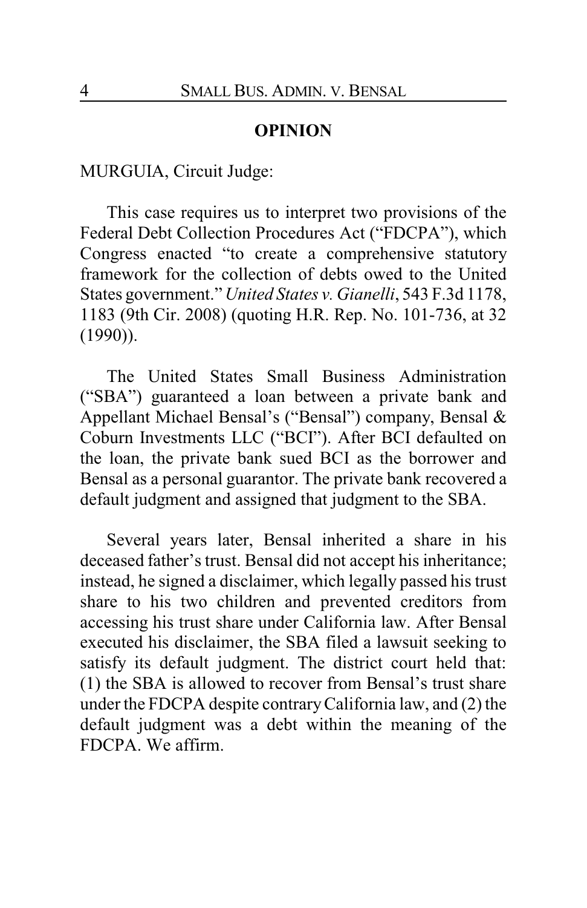## OPINION

MURGUIA, Circuit Judge:

This case requires us to interpret two provisions of the Federal Debt Collection Procedures Act ("FDCPA"), which Congress enacted "to create a comprehensive statutory framework for the collection of debts owed to the United States government." *United States v. Gianelli*, 543 F.3d 1178, 1183 (9th Cir. 2008) (quoting H.R. Rep. No. 101-736, at 32 (1990)).

The United States Small Business Administration ("SBA") guaranteed a loan between a private bank and Appellant Michael Bensal's ("Bensal") company, Bensal & Coburn Investments LLC ("BCI"). After BCI defaulted on the loan, the private bank sued BCI as the borrower and Bensal as a personal guarantor. The private bank recovered a default judgment and assigned that judgment to the SBA.

Several years later, Bensal inherited a share in his deceased father's trust. Bensal did not accept his inheritance; instead, he signed a disclaimer, which legally passed his trust share to his two children and prevented creditors from accessing his trust share under California law. After Bensal executed his disclaimer, the SBA filed a lawsuit seeking to satisfy its default judgment. The district court held that: (1) the SBA is allowed to recover from Bensal's trust share under the FDCPA despite contrary California law, and (2) the default judgment was a debt within the meaning of the FDCPA. We affirm.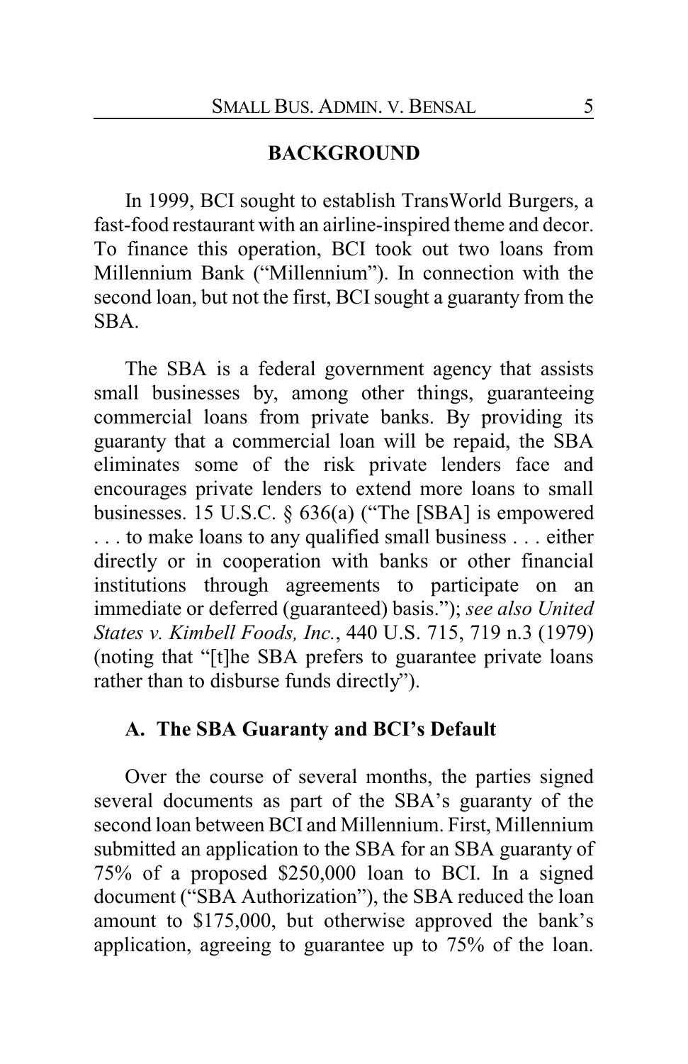## BACKGROUND

In 1999, BCI sought to establish TransWorld Burgers, a fast-food restaurant with an airline-inspired theme and decor. To finance this operation, BCI took out two loans from Millennium Bank ("Millennium"). In connection with the second loan, but not the first, BCI sought a guaranty from the SBA.

The SBA is a federal government agency that assists small businesses by, among other things, guaranteeing commercial loans from private banks. By providing its guaranty that a commercial loan will be repaid, the SBA eliminates some of the risk private lenders face and encourages private lenders to extend more loans to small businesses. 15 U.S.C. § 636(a) ("The [SBA] is empowered . . . to make loans to any qualified small business . . . either directly or in cooperation with banks or other financial institutions through agreements to participate on an immediate or deferred (guaranteed) basis."); *see also United States v. Kimbell Foods, Inc.*, 440 U.S. 715, 719 n.3 (1979) (noting that "[t]he SBA prefers to guarantee private loans rather than to disburse funds directly").

### A. The SBA Guaranty and BCI's Default

Over the course of several months, the parties signed several documents as part of the SBA's guaranty of the second loan between BCI and Millennium. First, Millennium submitted an application to the SBA for an SBA guaranty of 75% of a proposed $250,000 loan to BCI. In a signed document ("SBA Authorization"), the SBA reduced the loan amount to $175,000, but otherwise approved the bank's application, agreeing to guarantee up to 75% of the loan.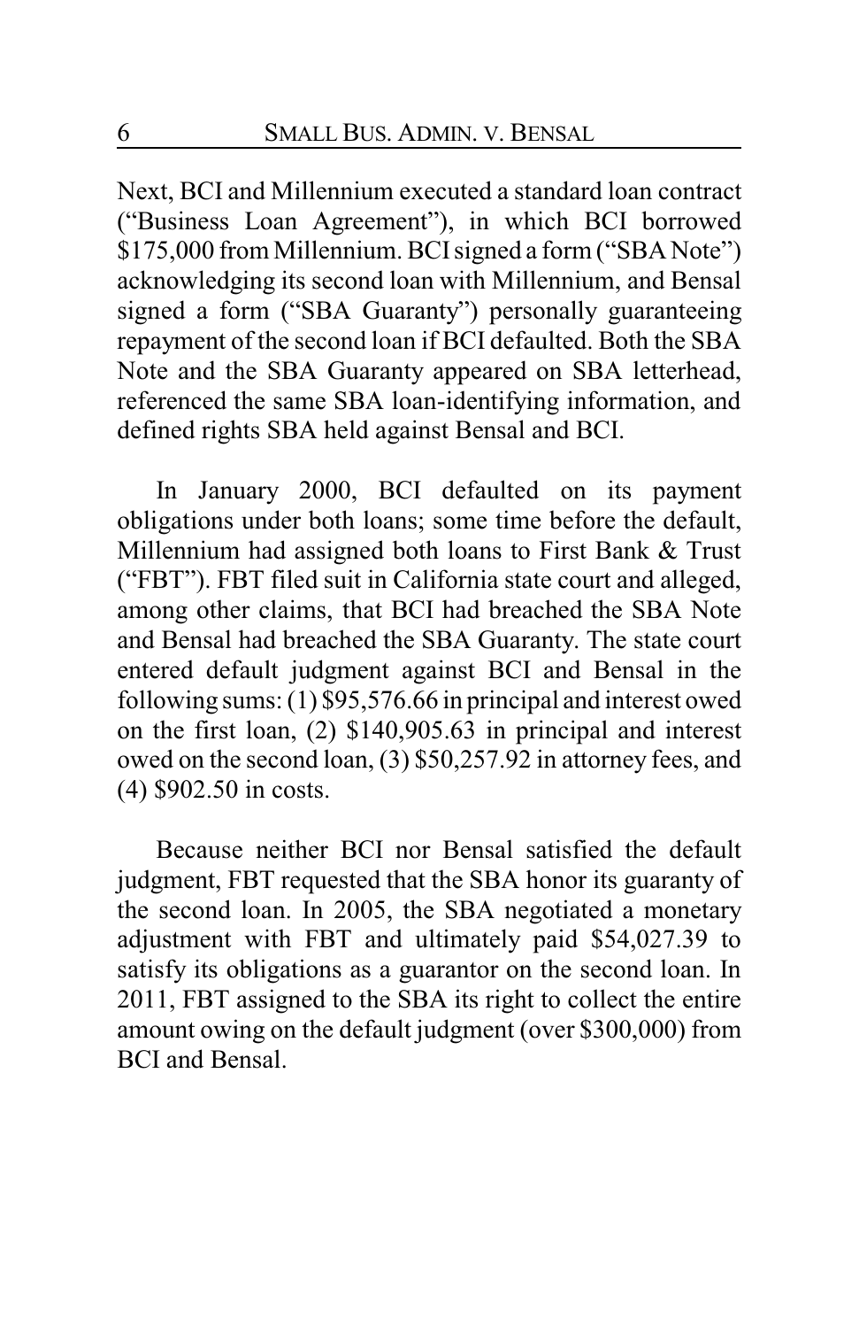Next, BCI and Millennium executed a standard loan contract ("Business Loan Agreement"), in which BCI borrowed $175,000 from Millennium. BCI signed a form ("SBA Note") acknowledging its second loan with Millennium, and Bensal signed a form ("SBA Guaranty") personally guaranteeing repayment of the second loan if BCI defaulted. Both the SBA Note and the SBA Guaranty appeared on SBA letterhead, referenced the same SBA loan-identifying information, and defined rights SBA held against Bensal and BCI.

In January 2000, BCI defaulted on its payment obligations under both loans; some time before the default, Millennium had assigned both loans to First Bank & Trust ("FBT"). FBT filed suit in California state court and alleged, among other claims, that BCI had breached the SBA Note and Bensal had breached the SBA Guaranty. The state court entered default judgment against BCI and Bensal in the following sums: (1) $95,576.66 in principal and interest owed on the first loan, (2) $140,905.63 in principal and interest owed on the second loan, (3) $50,257.92 in attorney fees, and (4) $902.50 in costs.

Because neither BCI nor Bensal satisfied the default judgment, FBT requested that the SBA honor its guaranty of the second loan. In 2005, the SBA negotiated a monetary adjustment with FBT and ultimately paid $54,027.39 to satisfy its obligations as a guarantor on the second loan. In 2011, FBT assigned to the SBA its right to collect the entire amount owing on the default judgment (over $300,000) from BCI and Bensal.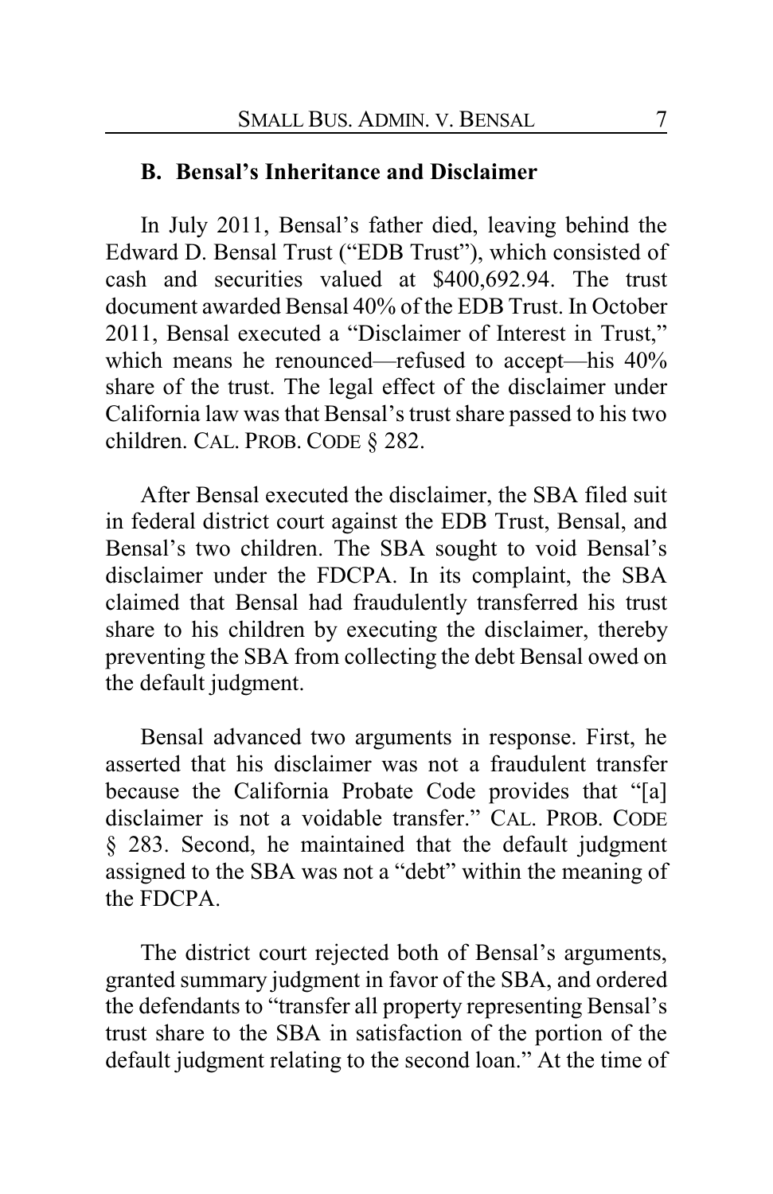### B. Bensal's Inheritance and Disclaimer

In July 2011, Bensal's father died, leaving behind the Edward D. Bensal Trust ("EDB Trust"), which consisted of cash and securities valued at $400,692.94. The trust document awarded Bensal 40% of the EDB Trust. In October 2011, Bensal executed a "Disclaimer of Interest in Trust," which means he renounced—refused to accept—his 40% share of the trust. The legal effect of the disclaimer under California law was that Bensal's trust share passed to his two children. CAL. PROB. CODE § 282.

After Bensal executed the disclaimer, the SBA filed suit in federal district court against the EDB Trust, Bensal, and Bensal's two children. The SBA sought to void Bensal's disclaimer under the FDCPA. In its complaint, the SBA claimed that Bensal had fraudulently transferred his trust share to his children by executing the disclaimer, thereby preventing the SBA from collecting the debt Bensal owed on the default judgment.

Bensal advanced two arguments in response. First, he asserted that his disclaimer was not a fraudulent transfer because the California Probate Code provides that "[a] disclaimer is not a voidable transfer." CAL. PROB. CODE § 283. Second, he maintained that the default judgment assigned to the SBA was not a "debt" within the meaning of the FDCPA.

The district court rejected both of Bensal's arguments, granted summary judgment in favor of the SBA, and ordered the defendants to "transfer all property representing Bensal's trust share to the SBA in satisfaction of the portion of the default judgment relating to the second loan." At the time of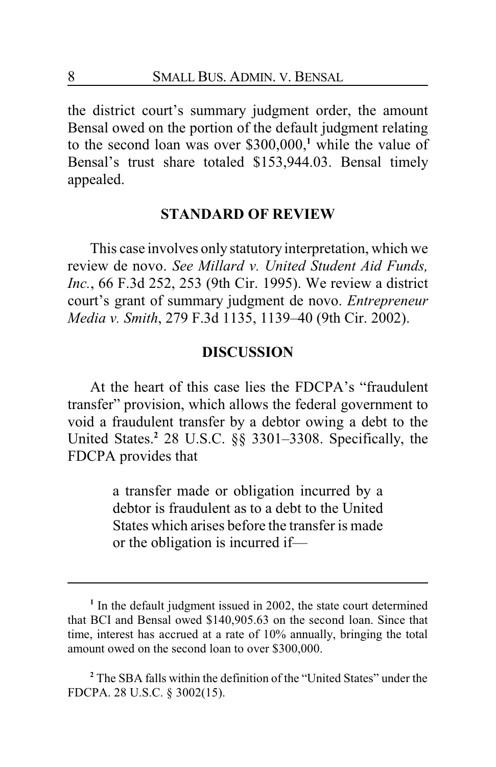the district court's summary judgment order, the amount Bensal owed on the portion of the default judgment relating to the second loan was over $300,000,[1] while the value of Bensal's trust share totaled $153,944.03. Bensal timely appealed.

## STANDARD OF REVIEW

This case involves only statutory interpretation, which we review de novo. *See Millard v. United Student Aid Funds, Inc.*, 66 F.3d 252, 253 (9th Cir. 1995). We review a district court's grant of summary judgment de novo. *Entrepreneur Media v. Smith*, 279 F.3d 1135, 1139–40 (9th Cir. 2002).

## DISCUSSION

At the heart of this case lies the FDCPA's "fraudulent transfer" provision, which allows the federal government to void a fraudulent transfer by a debtor owing a debt to the United States.[2] 28 U.S.C. §§ 3301–3308. Specifically, the FDCPA provides that

> a transfer made or obligation incurred by a debtor is fraudulent as to a debt to the United States which arises before the transfer is made or the obligation is incurred if—

---

[1] In the default judgment issued in 2002, the state court determined that BCI and Bensal owed $140,905.63 on the second loan. Since that time, interest has accrued at a rate of 10% annually, bringing the total amount owed on the second loan to over $300,000.

[2] The SBA falls within the definition of the "United States" under the FDCPA. 28 U.S.C. § 3002(15).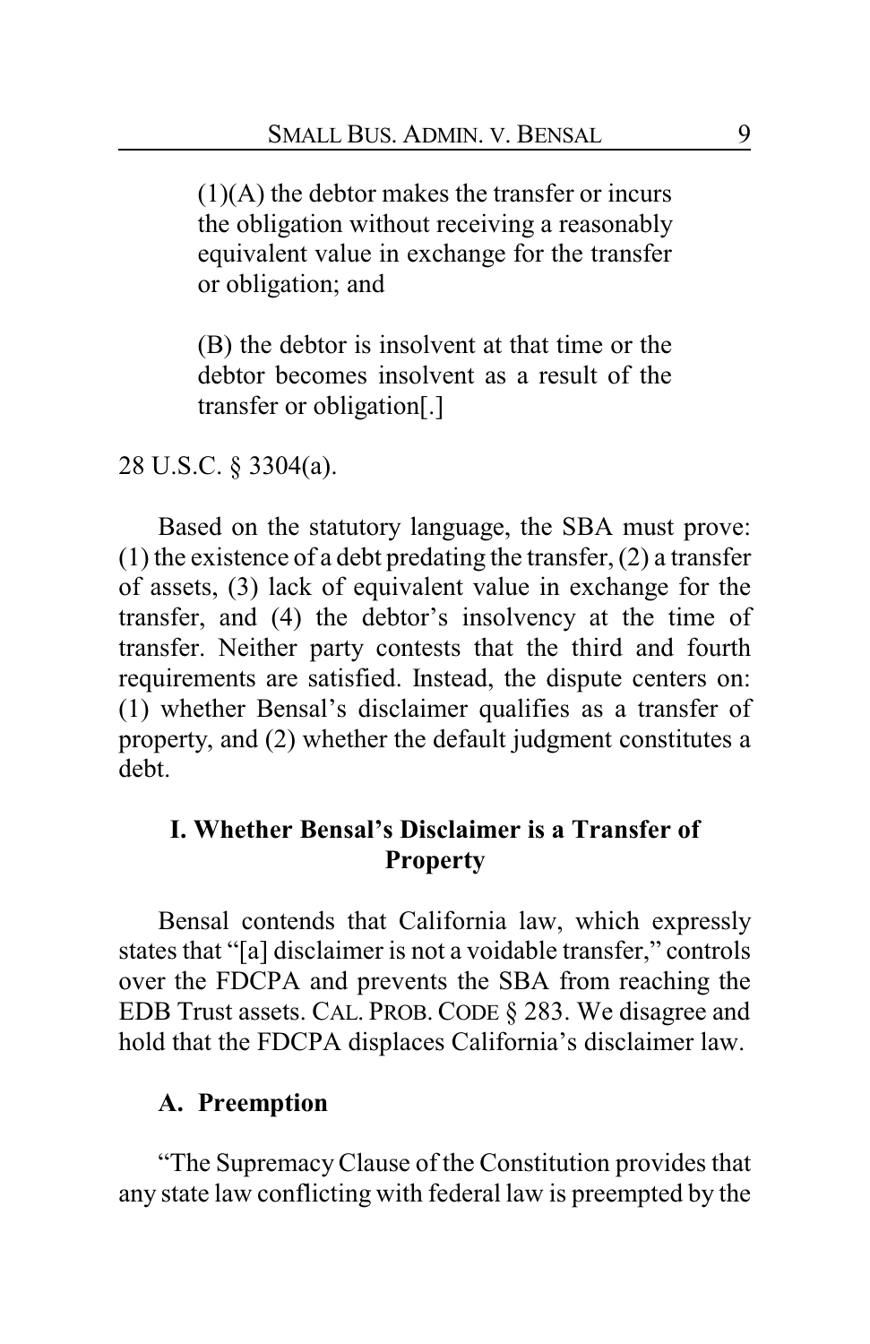> (1)(A) the debtor makes the transfer or incurs the obligation without receiving a reasonably equivalent value in exchange for the transfer or obligation; and
>
> (B) the debtor is insolvent at that time or the debtor becomes insolvent as a result of the transfer or obligation[.]

28 U.S.C. § 3304(a).

Based on the statutory language, the SBA must prove: (1) the existence of a debt predating the transfer, (2) a transfer of assets, (3) lack of equivalent value in exchange for the transfer, and (4) the debtor's insolvency at the time of transfer. Neither party contests that the third and fourth requirements are satisfied. Instead, the dispute centers on: (1) whether Bensal's disclaimer qualifies as a transfer of property, and (2) whether the default judgment constitutes a debt.

## I. Whether Bensal's Disclaimer is a Transfer of Property

Bensal contends that California law, which expressly states that "[a] disclaimer is not a voidable transfer," controls over the FDCPA and prevents the SBA from reaching the EDB Trust assets. CAL. PROB. CODE § 283. We disagree and hold that the FDCPA displaces California's disclaimer law.

### A. Preemption

"The Supremacy Clause of the Constitution provides that any state law conflicting with federal law is preempted by the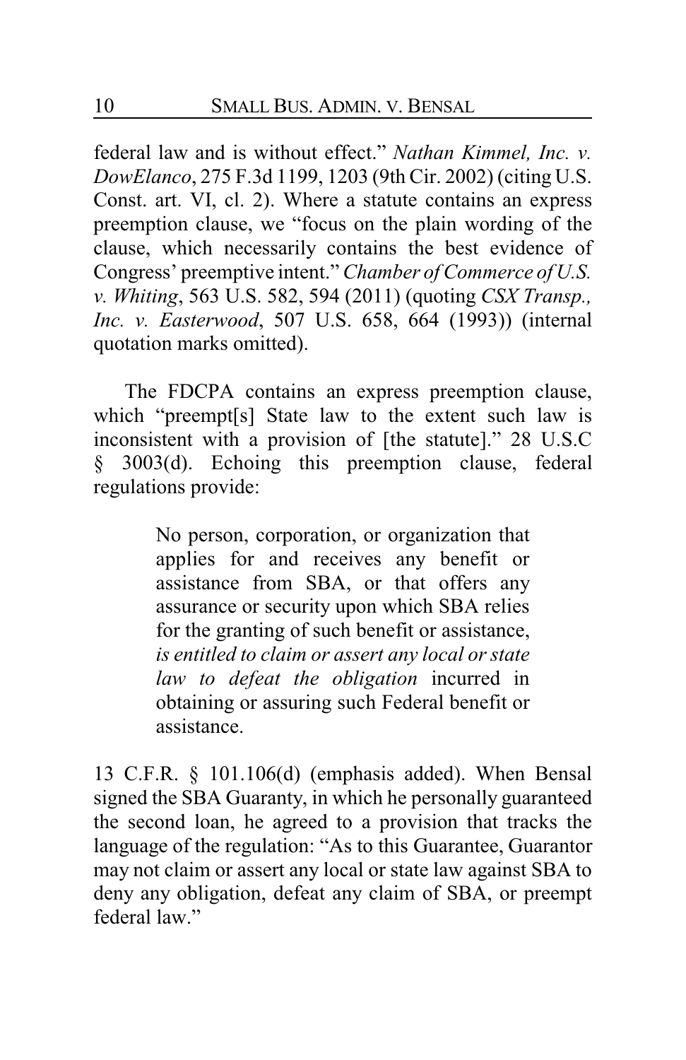federal law and is without effect." *Nathan Kimmel, Inc. v. DowElanco*, 275 F.3d 1199, 1203 (9th Cir. 2002) (citing U.S. Const. art. VI, cl. 2). Where a statute contains an express preemption clause, we "focus on the plain wording of the clause, which necessarily contains the best evidence of Congress' preemptive intent." *Chamber of Commerce of U.S. v. Whiting*, 563 U.S. 582, 594 (2011) (quoting *CSX Transp., Inc. v. Easterwood*, 507 U.S. 658, 664 (1993)) (internal quotation marks omitted).

The FDCPA contains an express preemption clause, which "preempt[s] State law to the extent such law is inconsistent with a provision of [the statute]." 28 U.S.C § 3003(d). Echoing this preemption clause, federal regulations provide:

> No person, corporation, or organization that applies for and receives any benefit or assistance from SBA, or that offers any assurance or security upon which SBA relies for the granting of such benefit or assistance, *is entitled to claim or assert any local or state law to defeat the obligation* incurred in obtaining or assuring such Federal benefit or assistance.

13 C.F.R. § 101.106(d) (emphasis added). When Bensal signed the SBA Guaranty, in which he personally guaranteed the second loan, he agreed to a provision that tracks the language of the regulation: "As to this Guarantee, Guarantor may not claim or assert any local or state law against SBA to deny any obligation, defeat any claim of SBA, or preempt federal law."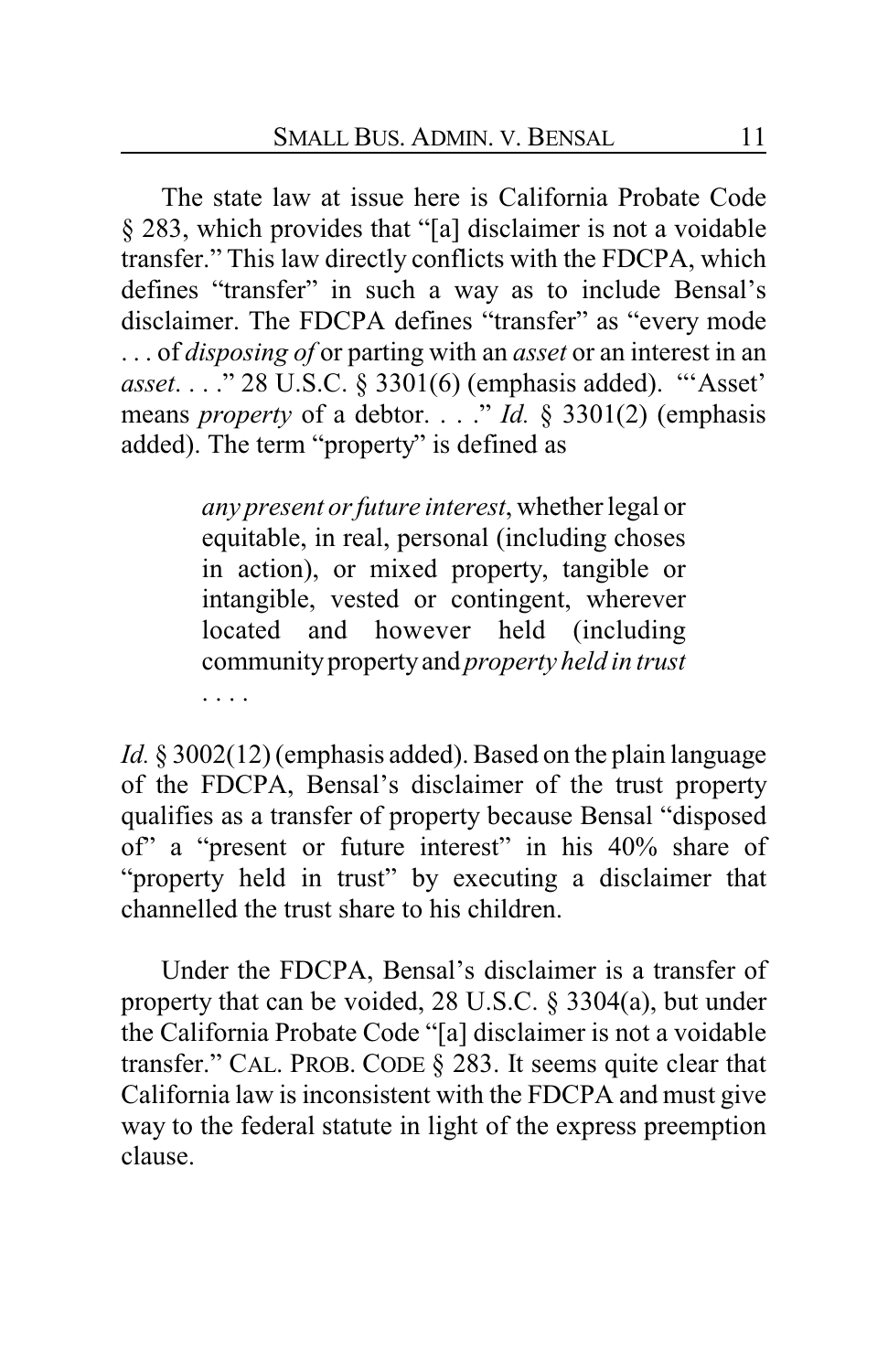The state law at issue here is California Probate Code § 283, which provides that "[a] disclaimer is not a voidable transfer." This law directly conflicts with the FDCPA, which defines "transfer" in such a way as to include Bensal's disclaimer. The FDCPA defines "transfer" as "every mode . . . of *disposing of* or parting with an *asset* or an interest in an *asset*. . . ." 28 U.S.C. § 3301(6) (emphasis added). "'Asset' means *property* of a debtor. . . ." *Id.* § 3301(2) (emphasis added). The term "property" is defined as

> *any present or future interest*, whether legal or equitable, in real, personal (including choses in action), or mixed property, tangible or intangible, vested or contingent, wherever located and however held (including community property and *property held in trust* . . . .

*Id.* § 3002(12) (emphasis added). Based on the plain language of the FDCPA, Bensal's disclaimer of the trust property qualifies as a transfer of property because Bensal "disposed of" a "present or future interest" in his 40% share of "property held in trust" by executing a disclaimer that channelled the trust share to his children.

Under the FDCPA, Bensal's disclaimer is a transfer of property that can be voided, 28 U.S.C. § 3304(a), but under the California Probate Code "[a] disclaimer is not a voidable transfer." CAL. PROB. CODE § 283. It seems quite clear that California law is inconsistent with the FDCPA and must give way to the federal statute in light of the express preemption clause.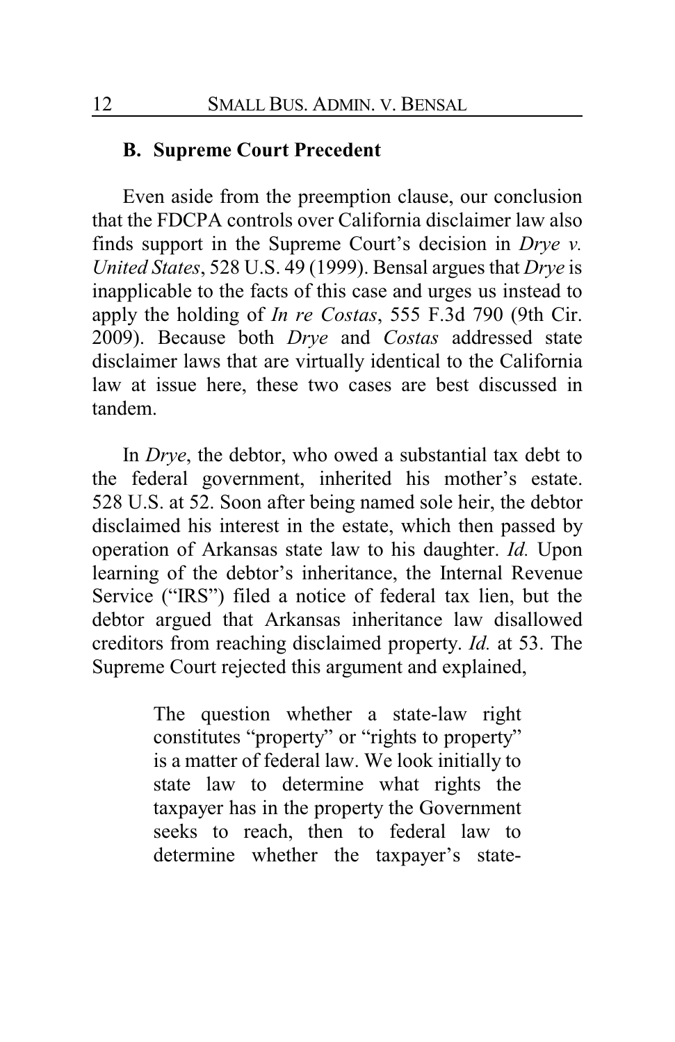### B. Supreme Court Precedent

Even aside from the preemption clause, our conclusion that the FDCPA controls over California disclaimer law also finds support in the Supreme Court's decision in *Drye v. United States*, 528 U.S. 49 (1999). Bensal argues that *Drye* is inapplicable to the facts of this case and urges us instead to apply the holding of *In re Costas*, 555 F.3d 790 (9th Cir. 2009). Because both *Drye* and *Costas* addressed state disclaimer laws that are virtually identical to the California law at issue here, these two cases are best discussed in tandem.

In *Drye*, the debtor, who owed a substantial tax debt to the federal government, inherited his mother's estate. 528 U.S. at 52. Soon after being named sole heir, the debtor disclaimed his interest in the estate, which then passed by operation of Arkansas state law to his daughter. *Id.* Upon learning of the debtor's inheritance, the Internal Revenue Service ("IRS") filed a notice of federal tax lien, but the debtor argued that Arkansas inheritance law disallowed creditors from reaching disclaimed property. *Id.* at 53. The Supreme Court rejected this argument and explained,

> The question whether a state-law right constitutes "property" or "rights to property" is a matter of federal law. We look initially to state law to determine what rights the taxpayer has in the property the Government seeks to reach, then to federal law to determine whether the taxpayer's state-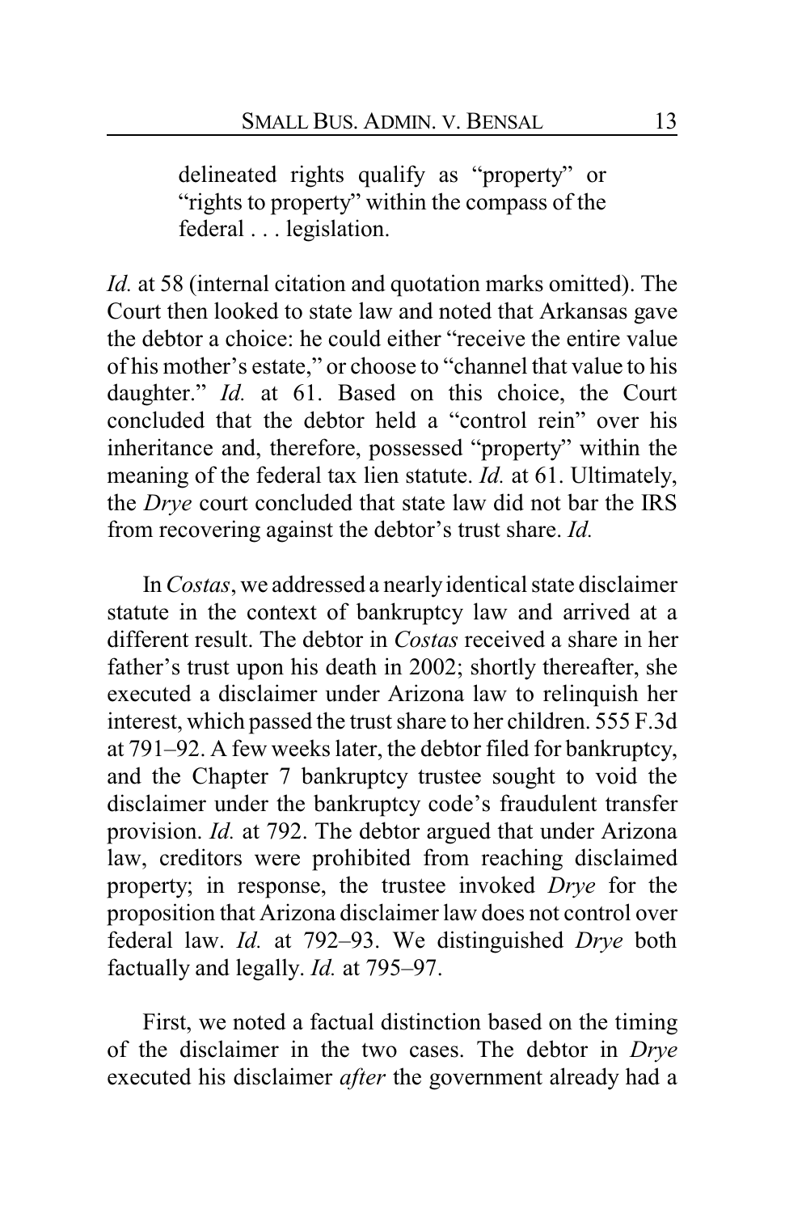> delineated rights qualify as "property" or "rights to property" within the compass of the federal . . . legislation.

*Id.* at 58 (internal citation and quotation marks omitted). The Court then looked to state law and noted that Arkansas gave the debtor a choice: he could either "receive the entire value of his mother's estate," or choose to "channel that value to his daughter." *Id.* at 61. Based on this choice, the Court concluded that the debtor held a "control rein" over his inheritance and, therefore, possessed "property" within the meaning of the federal tax lien statute. *Id.* at 61. Ultimately, the *Drye* court concluded that state law did not bar the IRS from recovering against the debtor's trust share. *Id.*

In *Costas*, we addressed a nearly identical state disclaimer statute in the context of bankruptcy law and arrived at a different result. The debtor in *Costas* received a share in her father's trust upon his death in 2002; shortly thereafter, she executed a disclaimer under Arizona law to relinquish her interest, which passed the trust share to her children. 555 F.3d at 791–92. A few weeks later, the debtor filed for bankruptcy, and the Chapter 7 bankruptcy trustee sought to void the disclaimer under the bankruptcy code's fraudulent transfer provision. *Id.* at 792. The debtor argued that under Arizona law, creditors were prohibited from reaching disclaimed property; in response, the trustee invoked *Drye* for the proposition that Arizona disclaimer law does not control over federal law. *Id.* at 792–93. We distinguished *Drye* both factually and legally. *Id.* at 795–97.

First, we noted a factual distinction based on the timing of the disclaimer in the two cases. The debtor in *Drye* executed his disclaimer *after* the government already had a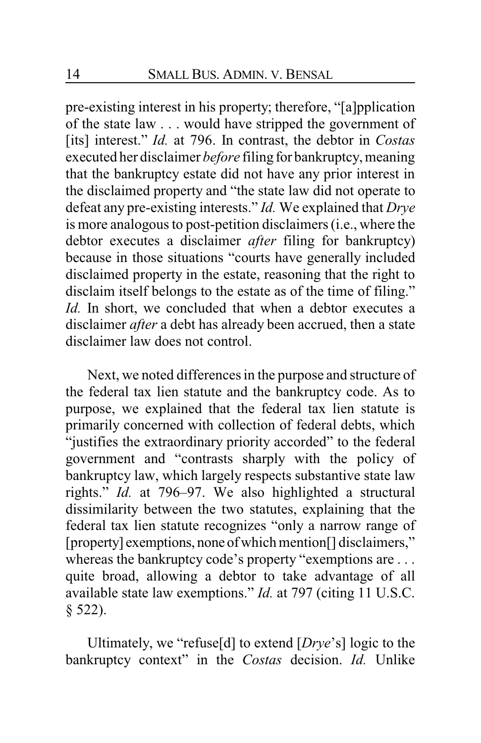pre-existing interest in his property; therefore, "[a]pplication of the state law . . . would have stripped the government of [its] interest." *Id.* at 796. In contrast, the debtor in *Costas* executed her disclaimer *before* filing for bankruptcy, meaning that the bankruptcy estate did not have any prior interest in the disclaimed property and "the state law did not operate to defeat any pre-existing interests." *Id.* We explained that *Drye* is more analogous to post-petition disclaimers (i.e., where the debtor executes a disclaimer *after* filing for bankruptcy) because in those situations "courts have generally included disclaimed property in the estate, reasoning that the right to disclaim itself belongs to the estate as of the time of filing." *Id.* In short, we concluded that when a debtor executes a disclaimer *after* a debt has already been accrued, then a state disclaimer law does not control.

Next, we noted differences in the purpose and structure of the federal tax lien statute and the bankruptcy code. As to purpose, we explained that the federal tax lien statute is primarily concerned with collection of federal debts, which "justifies the extraordinary priority accorded" to the federal government and "contrasts sharply with the policy of bankruptcy law, which largely respects substantive state law rights." *Id.* at 796–97. We also highlighted a structural dissimilarity between the two statutes, explaining that the federal tax lien statute recognizes "only a narrow range of [property] exemptions, none of which mention[] disclaimers," whereas the bankruptcy code's property "exemptions are . . . quite broad, allowing a debtor to take advantage of all available state law exemptions." *Id.* at 797 (citing 11 U.S.C. § 522).

Ultimately, we "refuse[d] to extend [*Drye*'s] logic to the bankruptcy context" in the *Costas* decision. *Id.* Unlike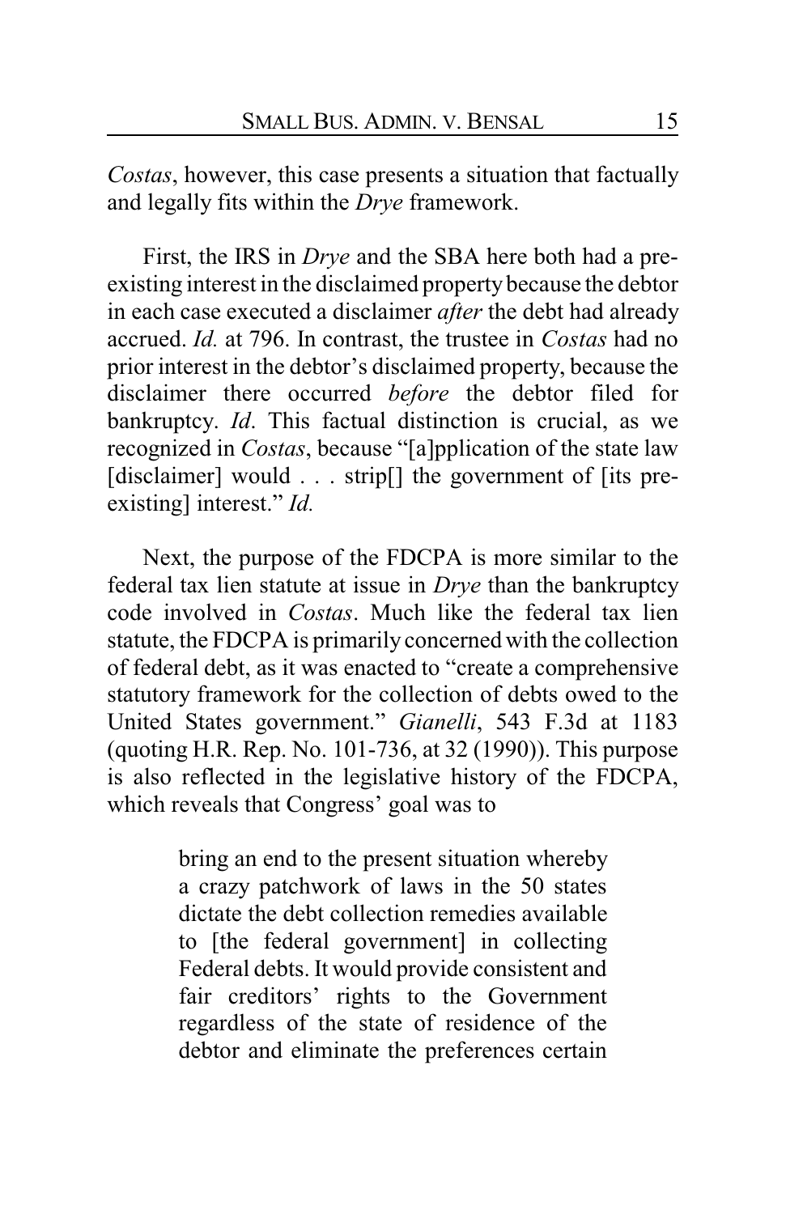*Costas*, however, this case presents a situation that factually and legally fits within the *Drye* framework.

First, the IRS in *Drye* and the SBA here both had a pre-existing interest in the disclaimed property because the debtor in each case executed a disclaimer *after* the debt had already accrued. *Id.* at 796. In contrast, the trustee in *Costas* had no prior interest in the debtor's disclaimed property, because the disclaimer there occurred *before* the debtor filed for bankruptcy. *Id*. This factual distinction is crucial, as we recognized in *Costas*, because "[a]pplication of the state law [disclaimer] would . . . strip[] the government of [its pre-existing] interest." *Id.*

Next, the purpose of the FDCPA is more similar to the federal tax lien statute at issue in *Drye* than the bankruptcy code involved in *Costas*. Much like the federal tax lien statute, the FDCPA is primarily concerned with the collection of federal debt, as it was enacted to "create a comprehensive statutory framework for the collection of debts owed to the United States government." *Gianelli*, 543 F.3d at 1183 (quoting H.R. Rep. No. 101-736, at 32 (1990)). This purpose is also reflected in the legislative history of the FDCPA, which reveals that Congress' goal was to

> bring an end to the present situation whereby a crazy patchwork of laws in the 50 states dictate the debt collection remedies available to [the federal government] in collecting Federal debts. It would provide consistent and fair creditors' rights to the Government regardless of the state of residence of the debtor and eliminate the preferences certain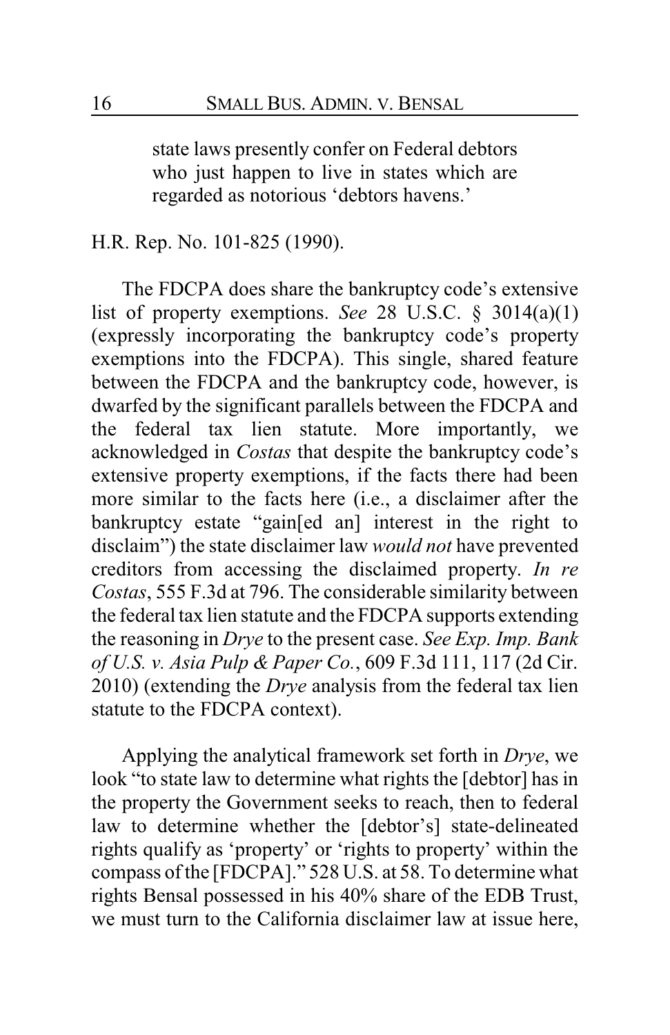> state laws presently confer on Federal debtors who just happen to live in states which are regarded as notorious 'debtors havens.'

H.R. Rep. No. 101-825 (1990).

The FDCPA does share the bankruptcy code's extensive list of property exemptions. *See* 28 U.S.C. § 3014(a)(1) (expressly incorporating the bankruptcy code's property exemptions into the FDCPA). This single, shared feature between the FDCPA and the bankruptcy code, however, is dwarfed by the significant parallels between the FDCPA and the federal tax lien statute. More importantly, we acknowledged in *Costas* that despite the bankruptcy code's extensive property exemptions, if the facts there had been more similar to the facts here (i.e., a disclaimer after the bankruptcy estate "gain[ed an] interest in the right to disclaim") the state disclaimer law *would not* have prevented creditors from accessing the disclaimed property. *In re Costas*, 555 F.3d at 796. The considerable similarity between the federal tax lien statute and the FDCPA supports extending the reasoning in *Drye* to the present case. *See Exp. Imp. Bank of U.S. v. Asia Pulp & Paper Co.*, 609 F.3d 111, 117 (2d Cir. 2010) (extending the *Drye* analysis from the federal tax lien statute to the FDCPA context).

Applying the analytical framework set forth in *Drye*, we look "to state law to determine what rights the [debtor] has in the property the Government seeks to reach, then to federal law to determine whether the [debtor's] state-delineated rights qualify as 'property' or 'rights to property' within the compass of the [FDCPA]." 528 U.S. at 58. To determine what rights Bensal possessed in his 40% share of the EDB Trust, we must turn to the California disclaimer law at issue here,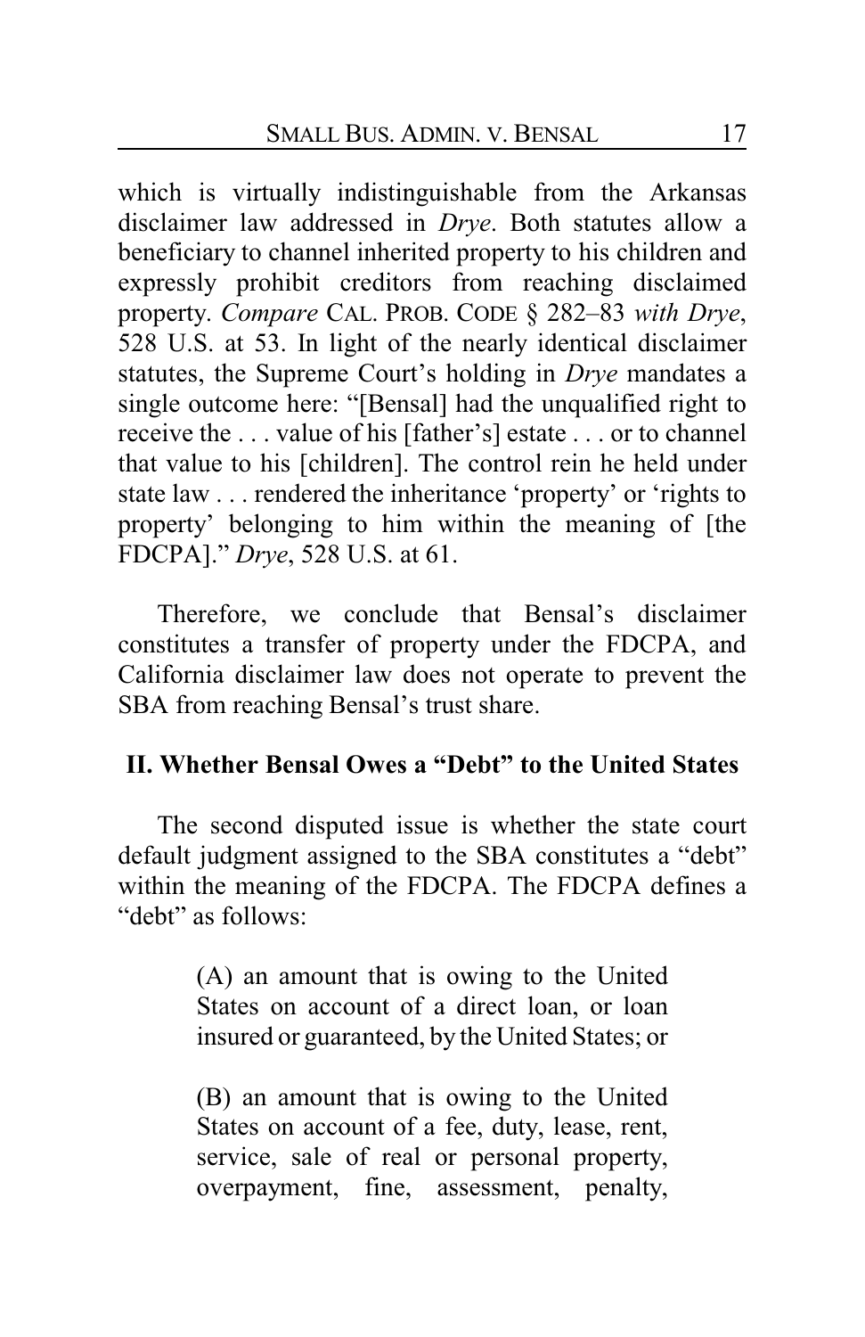which is virtually indistinguishable from the Arkansas disclaimer law addressed in *Drye*. Both statutes allow a beneficiary to channel inherited property to his children and expressly prohibit creditors from reaching disclaimed property. *Compare* CAL. PROB. CODE § 282–83 *with Drye*, 528 U.S. at 53. In light of the nearly identical disclaimer statutes, the Supreme Court's holding in *Drye* mandates a single outcome here: "[Bensal] had the unqualified right to receive the . . . value of his [father's] estate . . . or to channel that value to his [children]. The control rein he held under state law . . . rendered the inheritance 'property' or 'rights to property' belonging to him within the meaning of [the FDCPA]." *Drye*, 528 U.S. at 61.

Therefore, we conclude that Bensal's disclaimer constitutes a transfer of property under the FDCPA, and California disclaimer law does not operate to prevent the SBA from reaching Bensal's trust share.

## II. Whether Bensal Owes a "Debt" to the United States

The second disputed issue is whether the state court default judgment assigned to the SBA constitutes a "debt" within the meaning of the FDCPA. The FDCPA defines a "debt" as follows:

> (A) an amount that is owing to the United States on account of a direct loan, or loan insured or guaranteed, by the United States; or
>
> (B) an amount that is owing to the United States on account of a fee, duty, lease, rent, service, sale of real or personal property, overpayment, fine, assessment, penalty,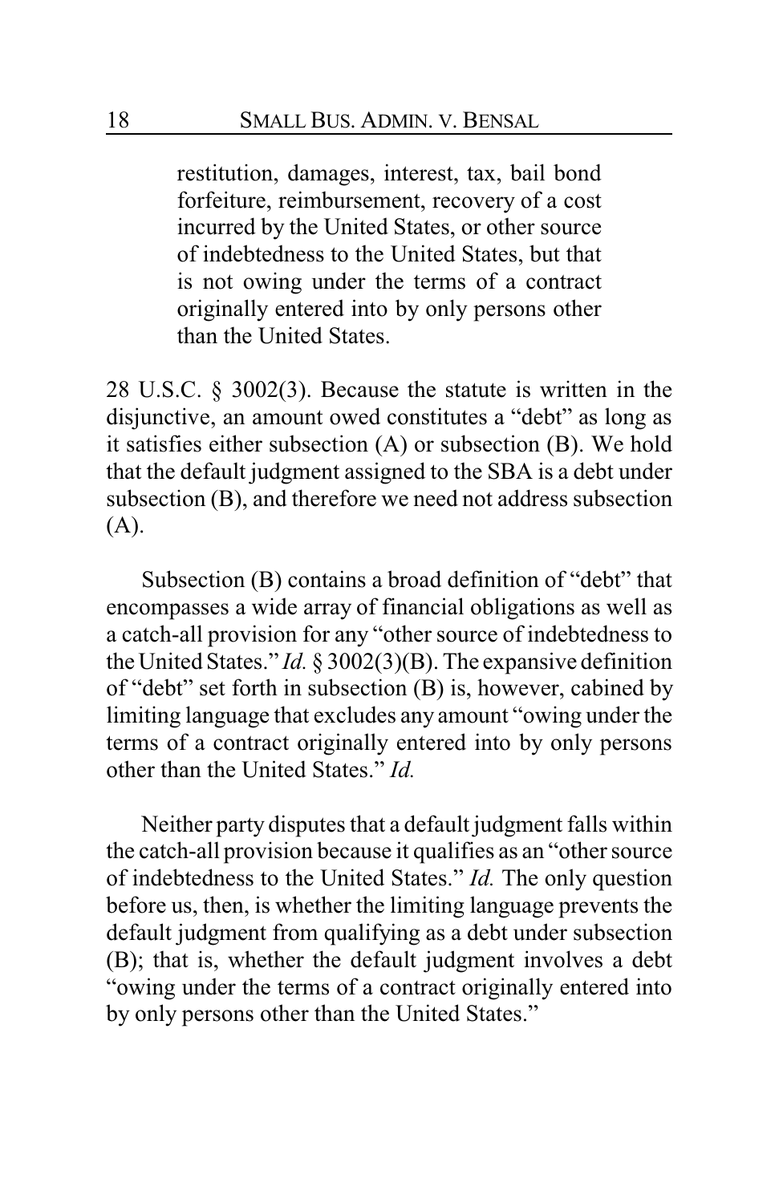> restitution, damages, interest, tax, bail bond forfeiture, reimbursement, recovery of a cost incurred by the United States, or other source of indebtedness to the United States, but that is not owing under the terms of a contract originally entered into by only persons other than the United States.

28 U.S.C. § 3002(3). Because the statute is written in the disjunctive, an amount owed constitutes a "debt" as long as it satisfies either subsection (A) or subsection (B). We hold that the default judgment assigned to the SBA is a debt under subsection (B), and therefore we need not address subsection (A).

Subsection (B) contains a broad definition of "debt" that encompasses a wide array of financial obligations as well as a catch-all provision for any "other source of indebtedness to the United States." *Id.* § 3002(3)(B). The expansive definition of "debt" set forth in subsection (B) is, however, cabined by limiting language that excludes any amount "owing under the terms of a contract originally entered into by only persons other than the United States." *Id.*

Neither party disputes that a default judgment falls within the catch-all provision because it qualifies as an "other source of indebtedness to the United States." *Id.* The only question before us, then, is whether the limiting language prevents the default judgment from qualifying as a debt under subsection (B); that is, whether the default judgment involves a debt "owing under the terms of a contract originally entered into by only persons other than the United States."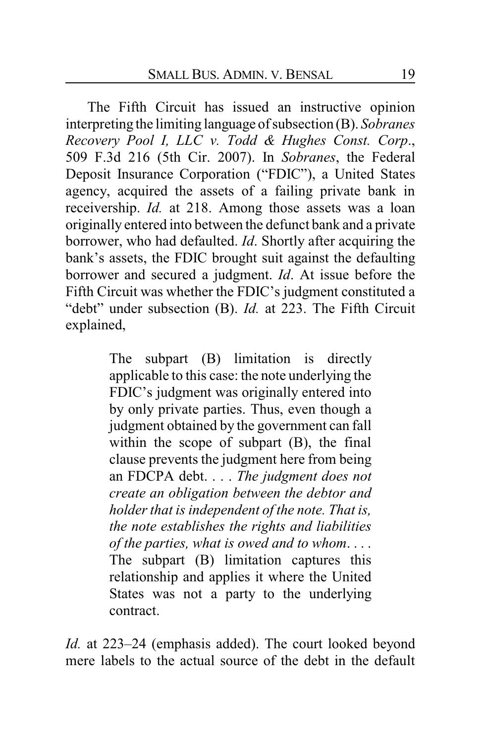The Fifth Circuit has issued an instructive opinion interpreting the limiting language of subsection (B). *Sobranes Recovery Pool I, LLC v. Todd & Hughes Const. Corp.*, 509 F.3d 216 (5th Cir. 2007). In *Sobranes*, the Federal Deposit Insurance Corporation ("FDIC"), a United States agency, acquired the assets of a failing private bank in receivership. *Id.* at 218. Among those assets was a loan originally entered into between the defunct bank and a private borrower, who had defaulted. *Id*. Shortly after acquiring the bank's assets, the FDIC brought suit against the defaulting borrower and secured a judgment. *Id*. At issue before the Fifth Circuit was whether the FDIC's judgment constituted a "debt" under subsection (B). *Id.* at 223. The Fifth Circuit explained,

> The subpart (B) limitation is directly applicable to this case: the note underlying the FDIC's judgment was originally entered into by only private parties. Thus, even though a judgment obtained by the government can fall within the scope of subpart (B), the final clause prevents the judgment here from being an FDCPA debt. . . . *The judgment does not create an obligation between the debtor and holder that is independent of the note. That is, the note establishes the rights and liabilities of the parties, what is owed and to whom*. . . . The subpart (B) limitation captures this relationship and applies it where the United States was not a party to the underlying contract.

*Id.* at 223–24 (emphasis added). The court looked beyond mere labels to the actual source of the debt in the default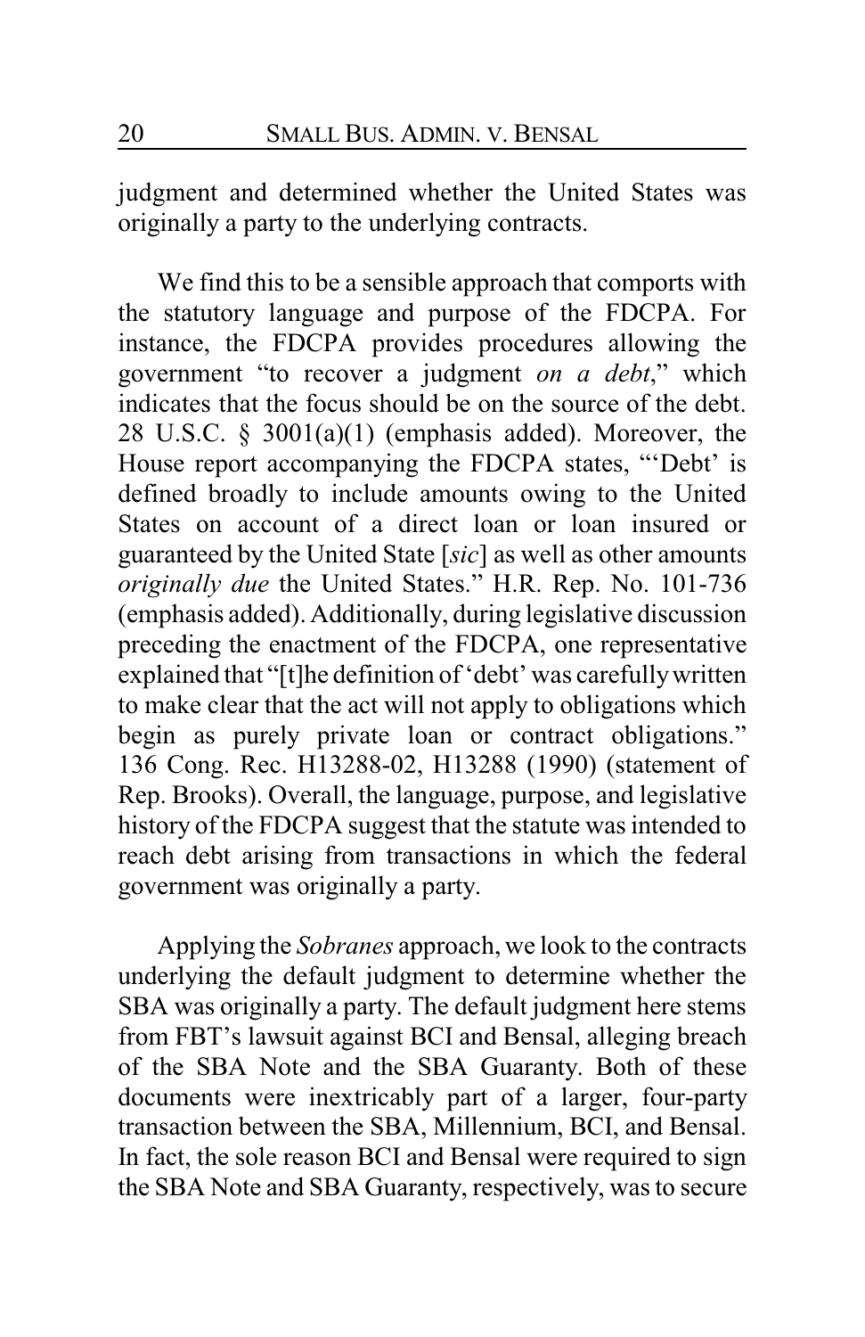judgment and determined whether the United States was originally a party to the underlying contracts.

We find this to be a sensible approach that comports with the statutory language and purpose of the FDCPA. For instance, the FDCPA provides procedures allowing the government "to recover a judgment *on a debt*," which indicates that the focus should be on the source of the debt. 28 U.S.C. § 3001(a)(1) (emphasis added). Moreover, the House report accompanying the FDCPA states, "'Debt' is defined broadly to include amounts owing to the United States on account of a direct loan or loan insured or guaranteed by the United State [*sic*] as well as other amounts *originally due* the United States." H.R. Rep. No. 101-736 (emphasis added). Additionally, during legislative discussion preceding the enactment of the FDCPA, one representative explained that "[t]he definition of 'debt' was carefully written to make clear that the act will not apply to obligations which begin as purely private loan or contract obligations." 136 Cong. Rec. H13288-02, H13288 (1990) (statement of Rep. Brooks). Overall, the language, purpose, and legislative history of the FDCPA suggest that the statute was intended to reach debt arising from transactions in which the federal government was originally a party.

Applying the *Sobranes* approach, we look to the contracts underlying the default judgment to determine whether the SBA was originally a party. The default judgment here stems from FBT's lawsuit against BCI and Bensal, alleging breach of the SBA Note and the SBA Guaranty. Both of these documents were inextricably part of a larger, four-party transaction between the SBA, Millennium, BCI, and Bensal. In fact, the sole reason BCI and Bensal were required to sign the SBA Note and SBA Guaranty, respectively, was to secure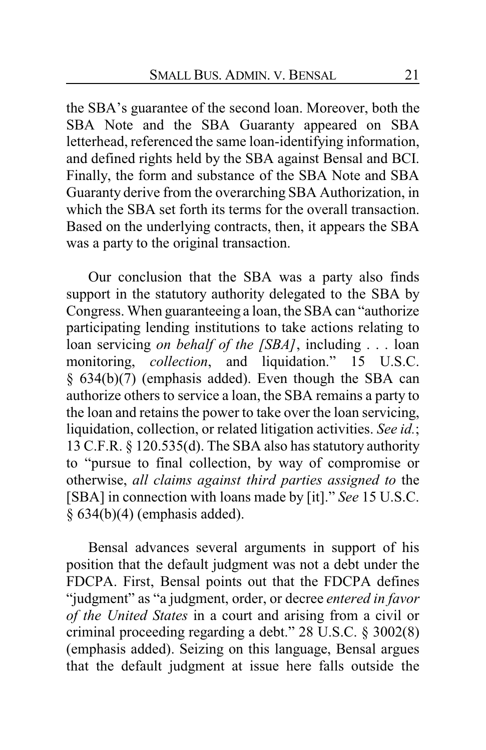the SBA's guarantee of the second loan. Moreover, both the SBA Note and the SBA Guaranty appeared on SBA letterhead, referenced the same loan-identifying information, and defined rights held by the SBA against Bensal and BCI. Finally, the form and substance of the SBA Note and SBA Guaranty derive from the overarching SBA Authorization, in which the SBA set forth its terms for the overall transaction. Based on the underlying contracts, then, it appears the SBA was a party to the original transaction.

Our conclusion that the SBA was a party also finds support in the statutory authority delegated to the SBA by Congress. When guaranteeing a loan, the SBA can "authorize participating lending institutions to take actions relating to loan servicing *on behalf of the [SBA]*, including . . . loan monitoring, *collection*, and liquidation." 15 U.S.C. § 634(b)(7) (emphasis added). Even though the SBA can authorize others to service a loan, the SBA remains a party to the loan and retains the power to take over the loan servicing, liquidation, collection, or related litigation activities. *See id.*; 13 C.F.R. § 120.535(d). The SBA also has statutory authority to "pursue to final collection, by way of compromise or otherwise, *all claims against third parties assigned to* the [SBA] in connection with loans made by [it]." *See* 15 U.S.C. § 634(b)(4) (emphasis added).

Bensal advances several arguments in support of his position that the default judgment was not a debt under the FDCPA. First, Bensal points out that the FDCPA defines "judgment" as "a judgment, order, or decree *entered in favor of the United States* in a court and arising from a civil or criminal proceeding regarding a debt." 28 U.S.C. § 3002(8) (emphasis added). Seizing on this language, Bensal argues that the default judgment at issue here falls outside the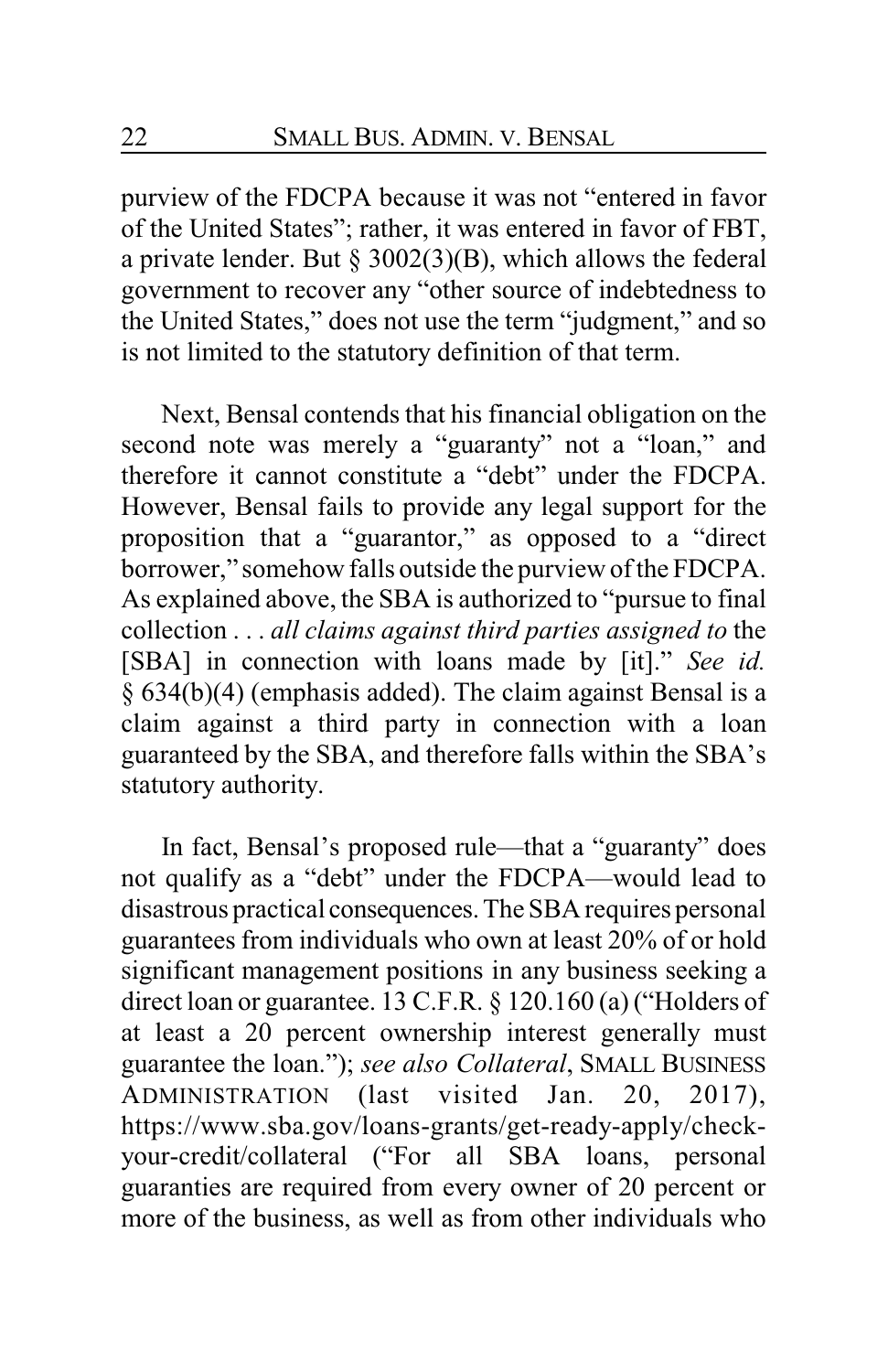purview of the FDCPA because it was not "entered in favor of the United States"; rather, it was entered in favor of FBT, a private lender. But § 3002(3)(B), which allows the federal government to recover any "other source of indebtedness to the United States," does not use the term "judgment," and so is not limited to the statutory definition of that term.

Next, Bensal contends that his financial obligation on the second note was merely a "guaranty" not a "loan," and therefore it cannot constitute a "debt" under the FDCPA. However, Bensal fails to provide any legal support for the proposition that a "guarantor," as opposed to a "direct borrower," somehow falls outside the purview of the FDCPA. As explained above, the SBA is authorized to "pursue to final collection . . . *all claims against third parties assigned to* the [SBA] in connection with loans made by [it]." *See id.* § 634(b)(4) (emphasis added). The claim against Bensal is a claim against a third party in connection with a loan guaranteed by the SBA, and therefore falls within the SBA's statutory authority.

In fact, Bensal's proposed rule—that a "guaranty" does not qualify as a "debt" under the FDCPA—would lead to disastrous practical consequences. The SBA requires personal guarantees from individuals who own at least 20% of or hold significant management positions in any business seeking a direct loan or guarantee. 13 C.F.R. § 120.160 (a) ("Holders of at least a 20 percent ownership interest generally must guarantee the loan."); *see also Collateral*, SMALL BUSINESS ADMINISTRATION (last visited Jan. 20, 2017), https://www.sba.gov/loans-grants/get-ready-apply/check-your-credit/collateral ("For all SBA loans, personal guaranties are required from every owner of 20 percent or more of the business, as well as from other individuals who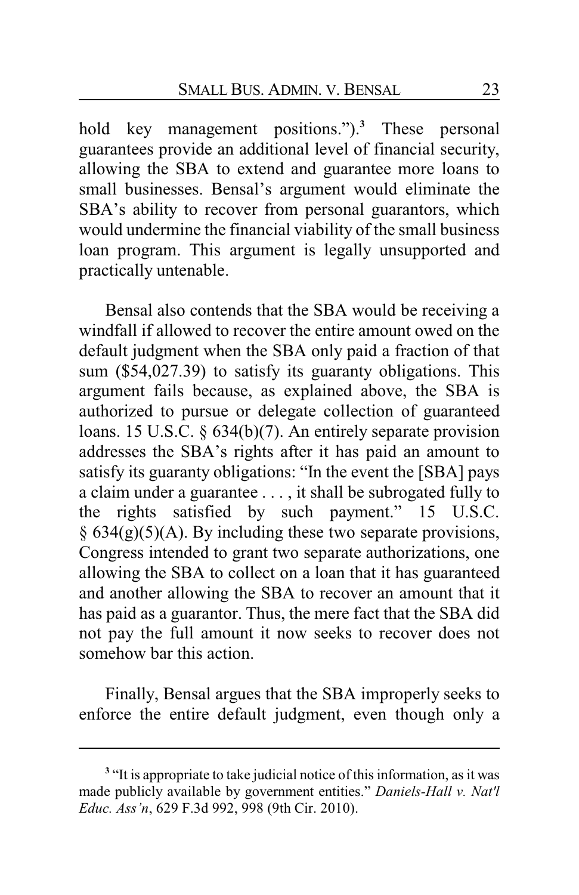hold key management positions.").[3] These personal guarantees provide an additional level of financial security, allowing the SBA to extend and guarantee more loans to small businesses. Bensal's argument would eliminate the SBA's ability to recover from personal guarantors, which would undermine the financial viability of the small business loan program. This argument is legally unsupported and practically untenable.

Bensal also contends that the SBA would be receiving a windfall if allowed to recover the entire amount owed on the default judgment when the SBA only paid a fraction of that sum ($54,027.39) to satisfy its guaranty obligations. This argument fails because, as explained above, the SBA is authorized to pursue or delegate collection of guaranteed loans. 15 U.S.C. § 634(b)(7). An entirely separate provision addresses the SBA's rights after it has paid an amount to satisfy its guaranty obligations: "In the event the [SBA] pays a claim under a guarantee . . . , it shall be subrogated fully to the rights satisfied by such payment." 15 U.S.C. § 634(g)(5)(A). By including these two separate provisions, Congress intended to grant two separate authorizations, one allowing the SBA to collect on a loan that it has guaranteed and another allowing the SBA to recover an amount that it has paid as a guarantor. Thus, the mere fact that the SBA did not pay the full amount it now seeks to recover does not somehow bar this action.

Finally, Bensal argues that the SBA improperly seeks to enforce the entire default judgment, even though only a

---

[3] "It is appropriate to take judicial notice of this information, as it was made publicly available by government entities." *Daniels-Hall v. Nat'l Educ. Ass'n*, 629 F.3d 992, 998 (9th Cir. 2010).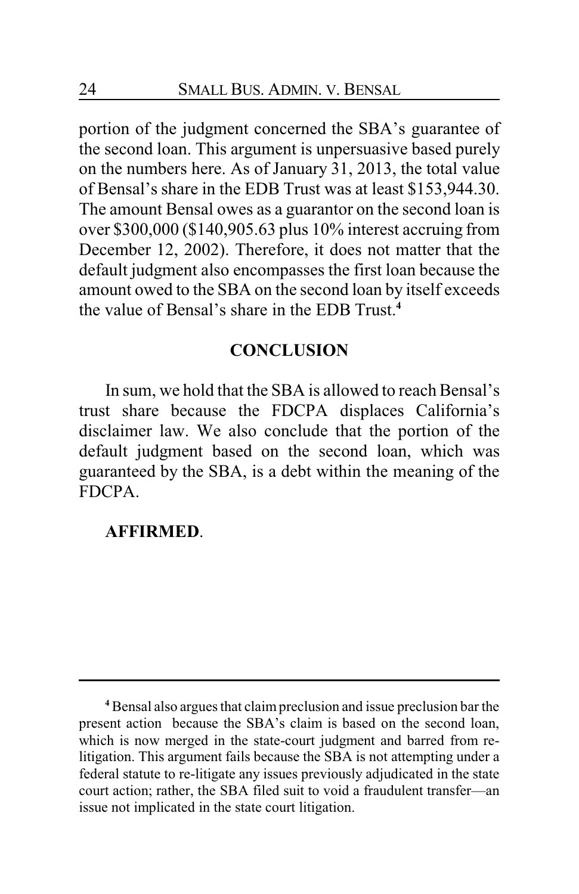portion of the judgment concerned the SBA's guarantee of the second loan. This argument is unpersuasive based purely on the numbers here. As of January 31, 2013, the total value of Bensal's share in the EDB Trust was at least $153,944.30. The amount Bensal owes as a guarantor on the second loan is over $300,000 ($140,905.63 plus 10% interest accruing from December 12, 2002). Therefore, it does not matter that the default judgment also encompasses the first loan because the amount owed to the SBA on the second loan by itself exceeds the value of Bensal's share in the EDB Trust.[4]

## CONCLUSION

In sum, we hold that the SBA is allowed to reach Bensal's trust share because the FDCPA displaces California's disclaimer law. We also conclude that the portion of the default judgment based on the second loan, which was guaranteed by the SBA, is a debt within the meaning of the FDCPA.

**AFFIRMED**.

---

[4] Bensal also argues that claim preclusion and issue preclusion bar the present action because the SBA's claim is based on the second loan, which is now merged in the state-court judgment and barred from re-litigation. This argument fails because the SBA is not attempting under a federal statute to re-litigate any issues previously adjudicated in the state court action; rather, the SBA filed suit to void a fraudulent transfer—an issue not implicated in the state court litigation.